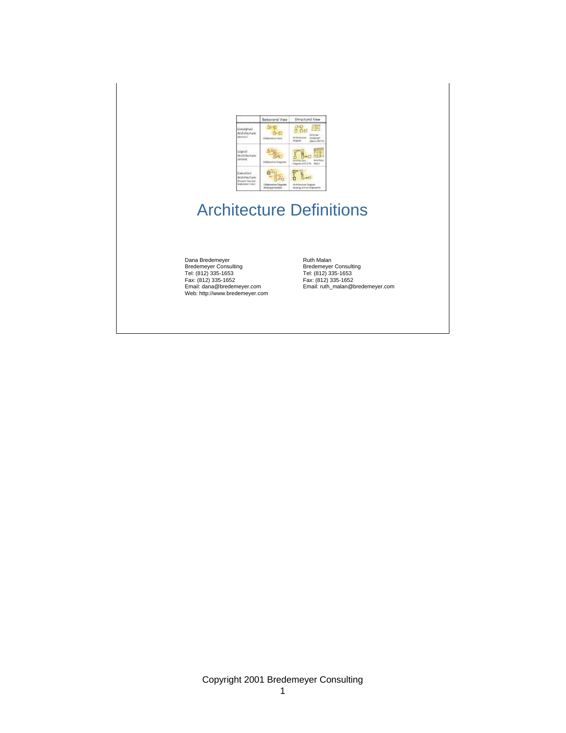# Architecture Definitions

Dana Bredemeyer
Bredemeyer Consulting
Tel: (812) 335-1653
Fax: (812) 335-1652
Email: dana@bredemeyer.com
Web: http://www.bredemeyer.com

Ruth Malan
Bredemeyer Consulting
Tel: (812) 335-1653
Fax: (812) 335-1652
Email: ruth_malan@bredemeyer.com

Copyright 2001 Bredemeyer Consulting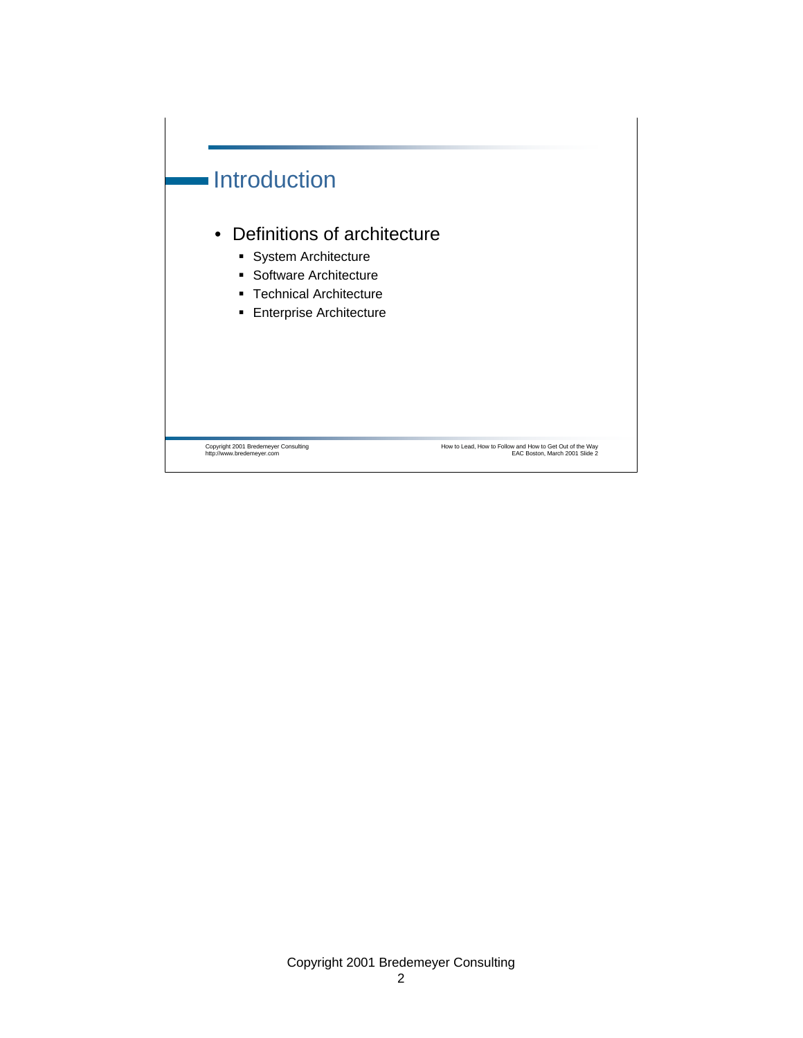## Introduction

- Definitions of architecture
  - System Architecture
  - Software Architecture
  - Technical Architecture
  - Enterprise Architecture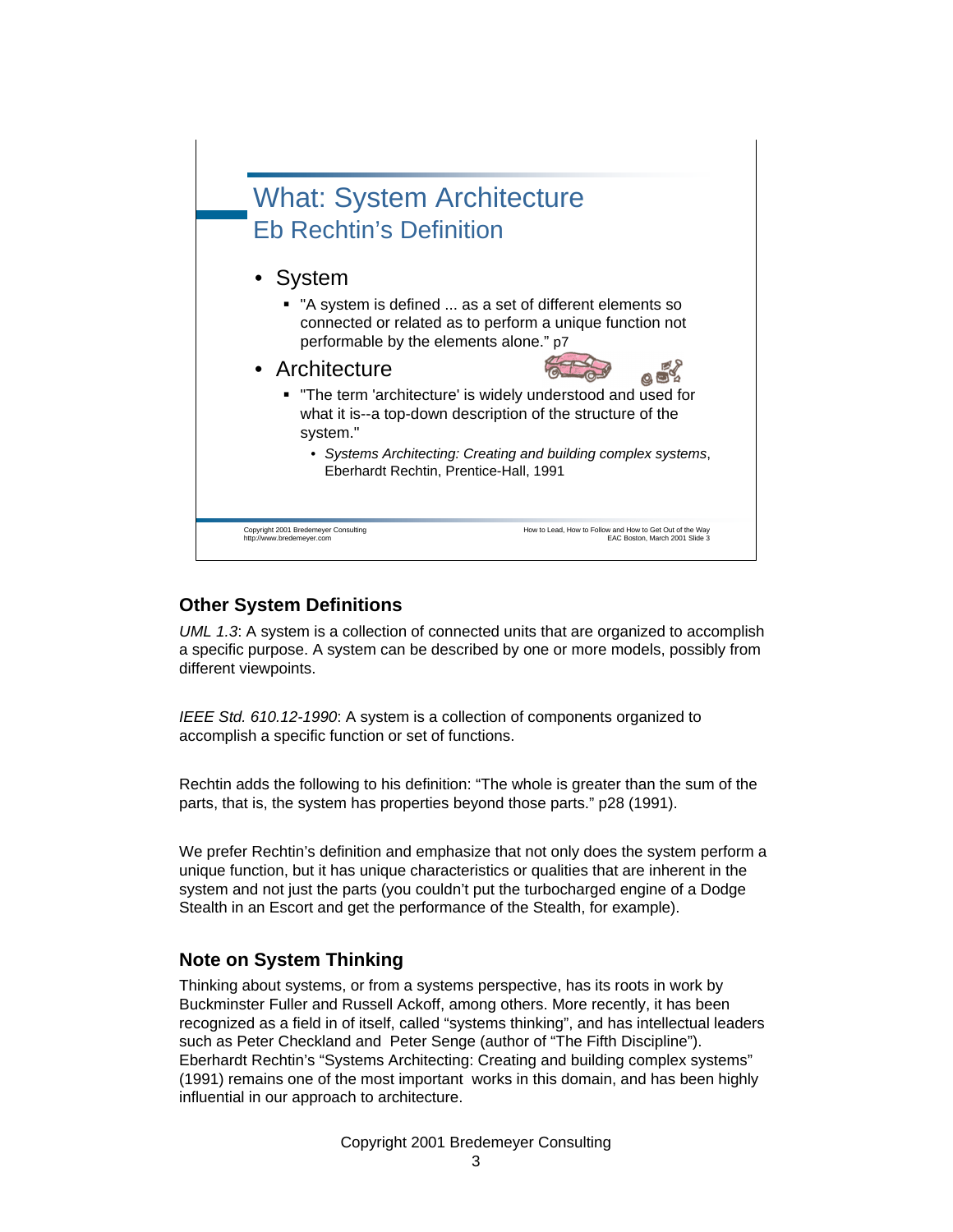## What: System Architecture
### Eb Rechtin's Definition

- System
  - "A system is defined ... as a set of different elements so connected or related as to perform a unique function not performable by the elements alone." p7
- Architecture
  - "The term 'architecture' is widely understood and used for what it is--a top-down description of the structure of the system."
    - *Systems Architecting: Creating and building complex systems*, Eberhardt Rechtin, Prentice-Hall, 1991

Copyright 2001 Bredemeyer Consulting
http://www.bredemeyer.com

How to Lead, How to Follow and How to Get Out of the Way
EAC Boston, March 2001 Slide 3

## Other System Definitions

*UML 1.3*: A system is a collection of connected units that are organized to accomplish a specific purpose. A system can be described by one or more models, possibly from different viewpoints.

*IEEE Std. 610.12-1990*: A system is a collection of components organized to accomplish a specific function or set of functions.

Rechtin adds the following to his definition: "The whole is greater than the sum of the parts, that is, the system has properties beyond those parts." p28 (1991).

We prefer Rechtin's definition and emphasize that not only does the system perform a unique function, but it has unique characteristics or qualities that are inherent in the system and not just the parts (you couldn't put the turbocharged engine of a Dodge Stealth in an Escort and get the performance of the Stealth, for example).

## Note on System Thinking

Thinking about systems, or from a systems perspective, has its roots in work by Buckminster Fuller and Russell Ackoff, among others. More recently, it has been recognized as a field in of itself, called "systems thinking", and has intellectual leaders such as Peter Checkland and Peter Senge (author of "The Fifth Discipline"). Eberhardt Rechtin's "Systems Architecting: Creating and building complex systems" (1991) remains one of the most important works in this domain, and has been highly influential in our approach to architecture.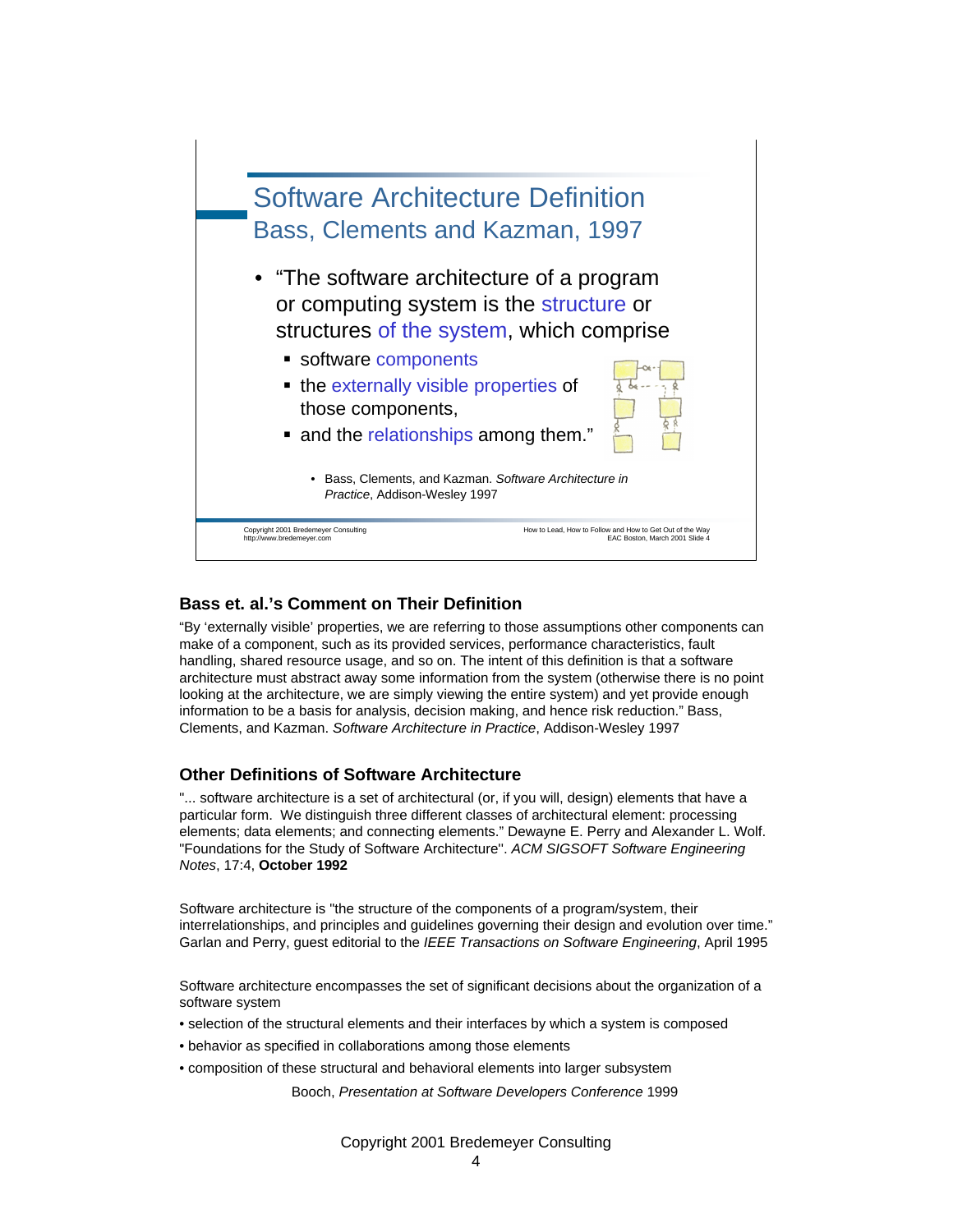## Software Architecture Definition

### Bass, Clements and Kazman, 1997

- "The software architecture of a program or computing system is the structure or structures of the system, which comprise
  - software components
  - the externally visible properties of those components,
  - and the relationships among them."
    - Bass, Clements, and Kazman. *Software Architecture in Practice*, Addison-Wesley 1997

Copyright 2001 Bredemeyer Consulting
http://www.bredemeyer.com

How to Lead, How to Follow and How to Get Out of the Way
EAC Boston, March 2001 Slide 4

### Bass et. al.'s Comment on Their Definition

"By 'externally visible' properties, we are referring to those assumptions other components can make of a component, such as its provided services, performance characteristics, fault handling, shared resource usage, and so on. The intent of this definition is that a software architecture must abstract away some information from the system (otherwise there is no point looking at the architecture, we are simply viewing the entire system) and yet provide enough information to be a basis for analysis, decision making, and hence risk reduction." Bass, Clements, and Kazman. *Software Architecture in Practice*, Addison-Wesley 1997

### Other Definitions of Software Architecture

"... software architecture is a set of architectural (or, if you will, design) elements that have a particular form. We distinguish three different classes of architectural element: processing elements; data elements; and connecting elements." Dewayne E. Perry and Alexander L. Wolf. "Foundations for the Study of Software Architecture". *ACM SIGSOFT Software Engineering Notes*, 17:4, **October 1992**

Software architecture is "the structure of the components of a program/system, their interrelationships, and principles and guidelines governing their design and evolution over time." Garlan and Perry, guest editorial to the *IEEE Transactions on Software Engineering*, April 1995

Software architecture encompasses the set of significant decisions about the organization of a software system

- selection of the structural elements and their interfaces by which a system is composed
- behavior as specified in collaborations among those elements
- composition of these structural and behavioral elements into larger subsystem

Booch, *Presentation at Software Developers Conference* 1999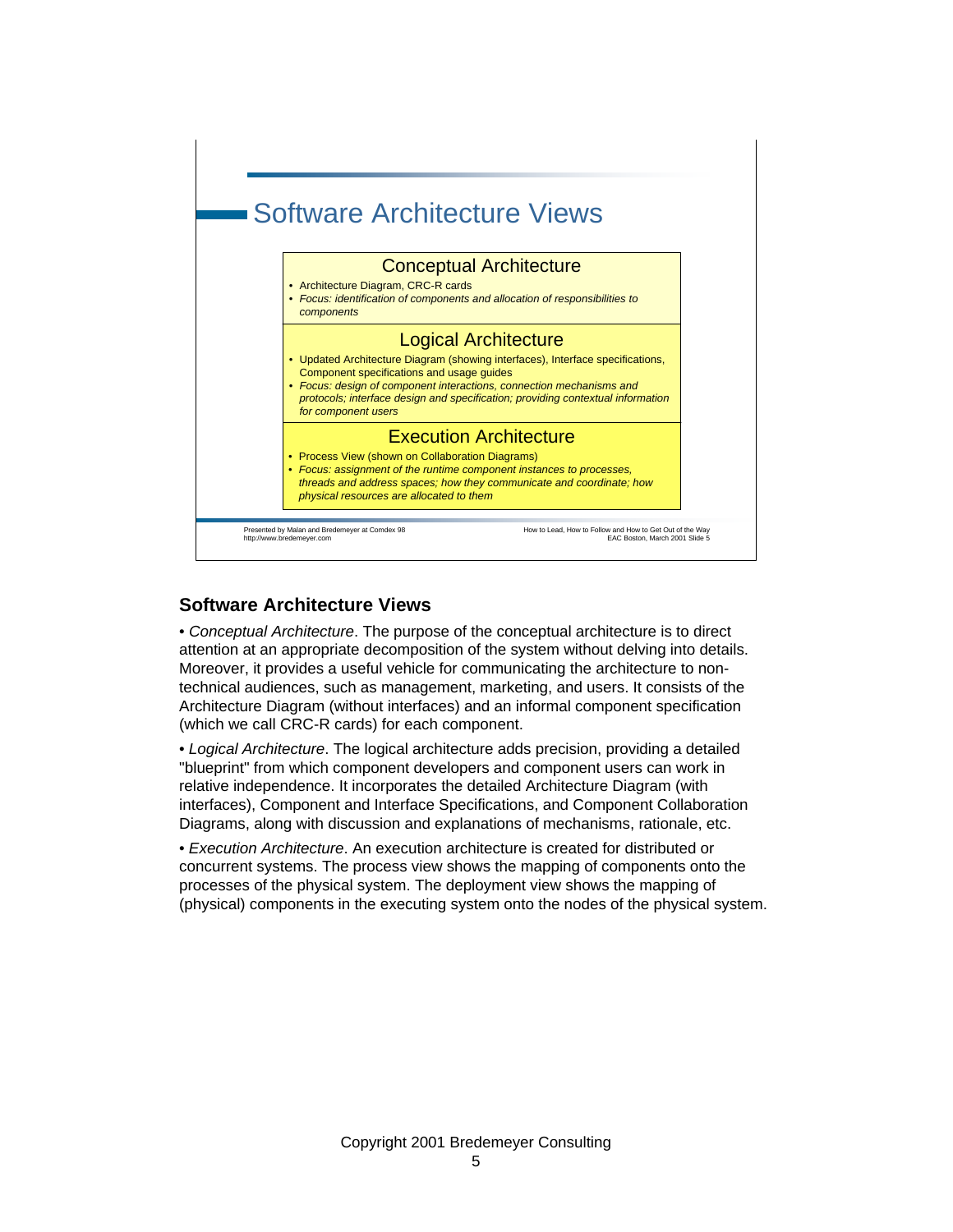## Software Architecture Views

### Conceptual Architecture

- Architecture Diagram, CRC-R cards
- *Focus: identification of components and allocation of responsibilities to components*

### Logical Architecture

- Updated Architecture Diagram (showing interfaces), Interface specifications, Component specifications and usage guides
- *Focus: design of component interactions, connection mechanisms and protocols; interface design and specification; providing contextual information for component users*

### Execution Architecture

- Process View (shown on Collaboration Diagrams)
- *Focus: assignment of the runtime component instances to processes, threads and address spaces; how they communicate and coordinate; how physical resources are allocated to them*

Presented by Malan and Bredemeyer at Comdex 98
http://www.bredemeyer.com

How to Lead, How to Follow and How to Get Out of the Way
EAC Boston, March 2001 Slide 5

## Software Architecture Views

• *Conceptual Architecture*. The purpose of the conceptual architecture is to direct attention at an appropriate decomposition of the system without delving into details. Moreover, it provides a useful vehicle for communicating the architecture to non-technical audiences, such as management, marketing, and users. It consists of the Architecture Diagram (without interfaces) and an informal component specification (which we call CRC-R cards) for each component.

• *Logical Architecture*. The logical architecture adds precision, providing a detailed "blueprint" from which component developers and component users can work in relative independence. It incorporates the detailed Architecture Diagram (with interfaces), Component and Interface Specifications, and Component Collaboration Diagrams, along with discussion and explanations of mechanisms, rationale, etc.

• *Execution Architecture*. An execution architecture is created for distributed or concurrent systems. The process view shows the mapping of components onto the processes of the physical system. The deployment view shows the mapping of (physical) components in the executing system onto the nodes of the physical system.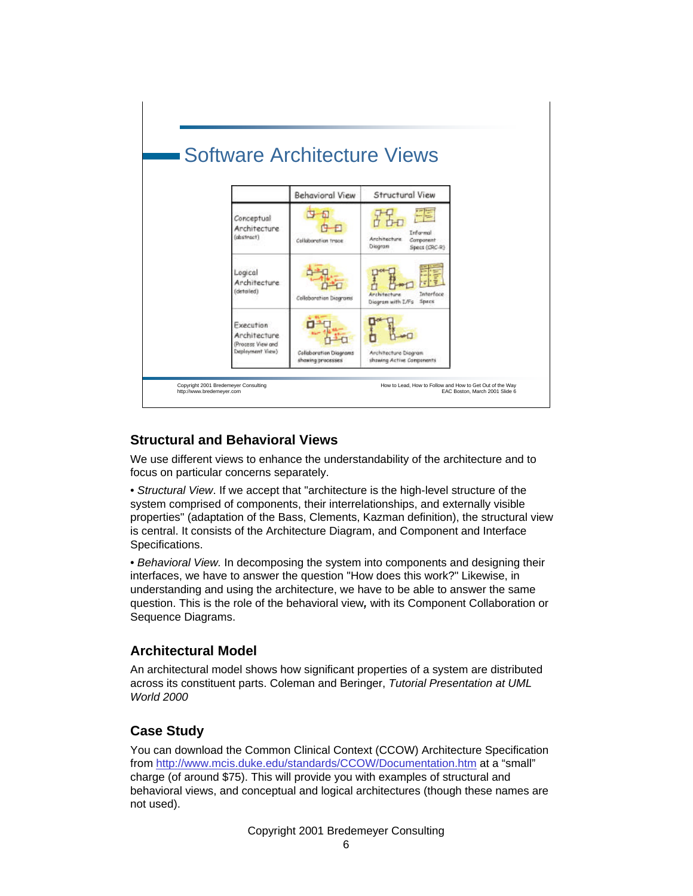## Software Architecture Views

| | Behavioral View | Structural View |
|---|---|---|
| Conceptual Architecture (abstract) | Collaboration trace | Architecture Diagram; Informal Component Specs (CRC-R) |
| Logical Architecture (detailed) | Collaboration Diagrams | Architecture Diagram with I/Fs; Interface Specs |
| Execution Architecture (Process View and Deployment View) | Collaboration Diagrams showing processes | Architecture Diagram showing Active Components |

Copyright 2001 Bredemeyer Consulting
http://www.bredemeyer.com

How to Lead, How to Follow and How to Get Out of the Way
EAC Boston, March 2001 Slide 6

### Structural and Behavioral Views

We use different views to enhance the understandability of the architecture and to focus on particular concerns separately.

• *Structural View*. If we accept that "architecture is the high-level structure of the system comprised of components, their interrelationships, and externally visible properties" (adaptation of the Bass, Clements, Kazman definition), the structural view is central. It consists of the Architecture Diagram, and Component and Interface Specifications.

• *Behavioral View.* In decomposing the system into components and designing their interfaces, we have to answer the question "How does this work?" Likewise, in understanding and using the architecture, we have to be able to answer the same question. This is the role of the behavioral view**,** with its Component Collaboration or Sequence Diagrams.

### Architectural Model

An architectural model shows how significant properties of a system are distributed across its constituent parts. Coleman and Beringer, *Tutorial Presentation at UML World 2000*

### Case Study

You can download the Common Clinical Context (CCOW) Architecture Specification from http://www.mcis.duke.edu/standards/CCOW/Documentation.htm at a "small" charge (of around $75). This will provide you with examples of structural and behavioral views, and conceptual and logical architectures (though these names are not used).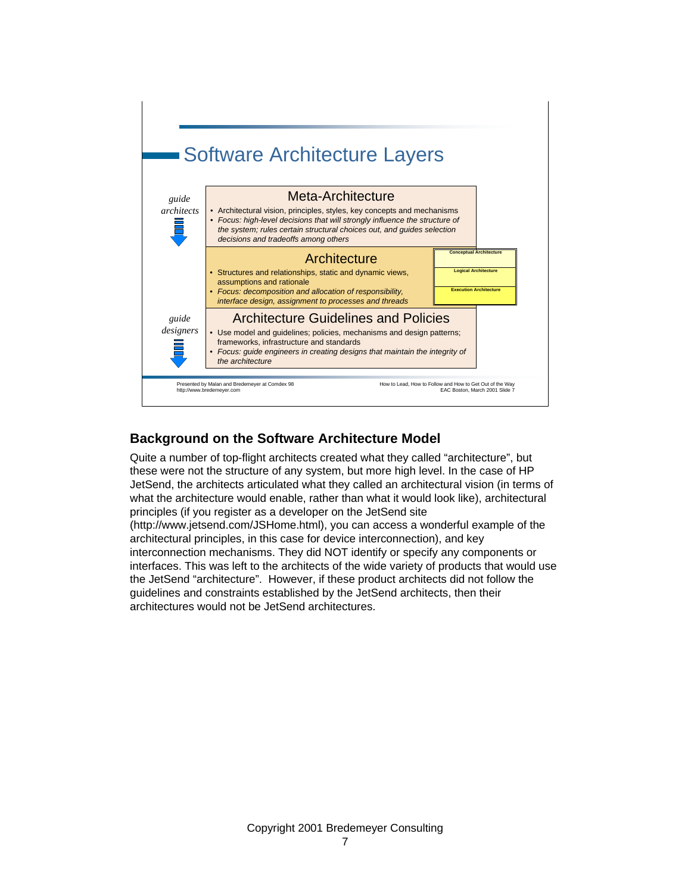## Software Architecture Layers

*guide architects*

### Meta-Architecture

- Architectural vision, principles, styles, key concepts and mechanisms
- *Focus: high-level decisions that will strongly influence the structure of the system; rules certain structural choices out, and guides selection decisions and tradeoffs among others*

### Architecture

- Structures and relationships, static and dynamic views, assumptions and rationale
- *Focus: decomposition and allocation of responsibility, interface design, assignment to processes and threads*

Conceptual Architecture

Logical Architecture

Execution Architecture

*guide designers*

### Architecture Guidelines and Policies

- Use model and guidelines; policies, mechanisms and design patterns; frameworks, infrastructure and standards
- *Focus: guide engineers in creating designs that maintain the integrity of the architecture*

Presented by Malan and Bredemeyer at Comdex 98
http://www.bredemeyer.com

How to Lead, How to Follow and How to Get Out of the Way
EAC Boston, March 2001 Slide 7

## Background on the Software Architecture Model

Quite a number of top-flight architects created what they called "architecture", but these were not the structure of any system, but more high level. In the case of HP JetSend, the architects articulated what they called an architectural vision (in terms of what the architecture would enable, rather than what it would look like), architectural principles (if you register as a developer on the JetSend site (http://www.jetsend.com/JSHome.html), you can access a wonderful example of the architectural principles, in this case for device interconnection), and key interconnection mechanisms. They did NOT identify or specify any components or interfaces. This was left to the architects of the wide variety of products that would use the JetSend "architecture". However, if these product architects did not follow the guidelines and constraints established by the JetSend architects, then their architectures would not be JetSend architectures.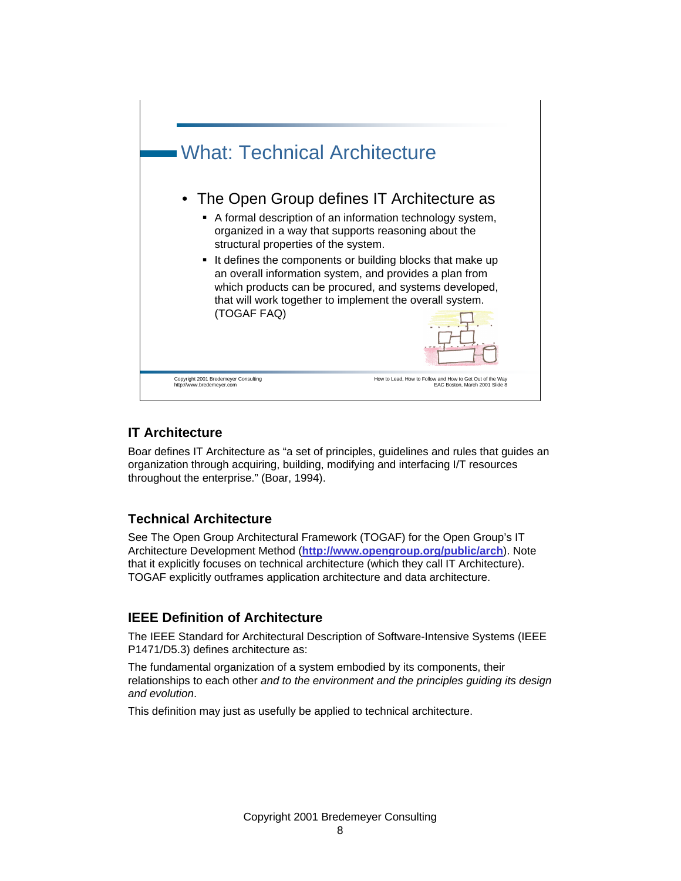## What: Technical Architecture

- The Open Group defines IT Architecture as
  - A formal description of an information technology system, organized in a way that supports reasoning about the structural properties of the system.
  - It defines the components or building blocks that make up an overall information system, and provides a plan from which products can be procured, and systems developed, that will work together to implement the overall system. (TOGAF FAQ)

### IT Architecture

Boar defines IT Architecture as "a set of principles, guidelines and rules that guides an organization through acquiring, building, modifying and interfacing I/T resources throughout the enterprise." (Boar, 1994).

### Technical Architecture

See The Open Group Architectural Framework (TOGAF) for the Open Group's IT Architecture Development Method (**http://www.opengroup.org/public/arch**). Note that it explicitly focuses on technical architecture (which they call IT Architecture). TOGAF explicitly outframes application architecture and data architecture.

### IEEE Definition of Architecture

The IEEE Standard for Architectural Description of Software-Intensive Systems (IEEE P1471/D5.3) defines architecture as:

The fundamental organization of a system embodied by its components, their relationships to each other *and to the environment and the principles guiding its design and evolution*.

This definition may just as usefully be applied to technical architecture.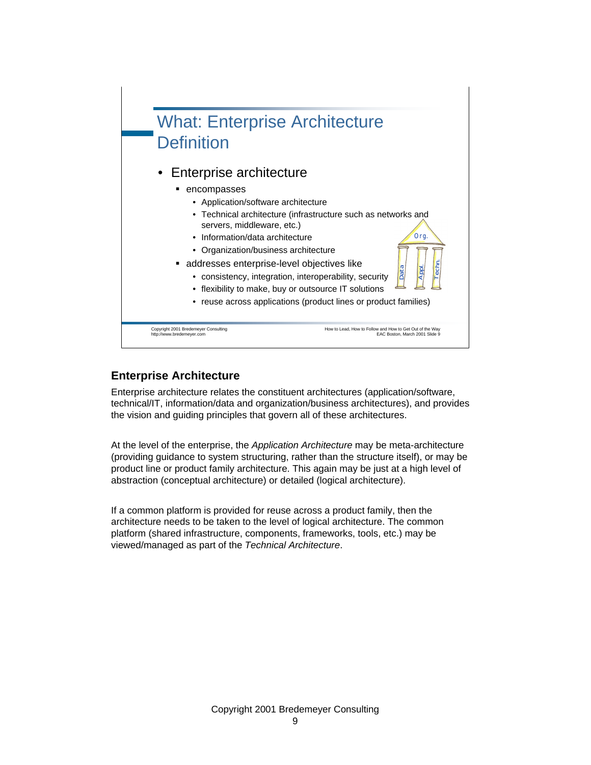# What: Enterprise Architecture Definition

- Enterprise architecture
  - encompasses
    - Application/software architecture
    - Technical architecture (infrastructure such as networks and servers, middleware, etc.)
    - Information/data architecture
    - Organization/business architecture
  - addresses enterprise-level objectives like
    - consistency, integration, interoperability, security
    - flexibility to make, buy or outsource IT solutions
    - reuse across applications (product lines or product families)

Org.

Data Appl. Techn.

Copyright 2001 Bredemeyer Consulting
http://www.bredemeyer.com

How to Lead, How to Follow and How to Get Out of the Way
EAC Boston, March 2001 Slide 9

## Enterprise Architecture

Enterprise architecture relates the constituent architectures (application/software, technical/IT, information/data and organization/business architectures), and provides the vision and guiding principles that govern all of these architectures.

At the level of the enterprise, the *Application Architecture* may be meta-architecture (providing guidance to system structuring, rather than the structure itself), or may be product line or product family architecture. This again may be just at a high level of abstraction (conceptual architecture) or detailed (logical architecture).

If a common platform is provided for reuse across a product family, then the architecture needs to be taken to the level of logical architecture. The common platform (shared infrastructure, components, frameworks, tools, etc.) may be viewed/managed as part of the *Technical Architecture*.